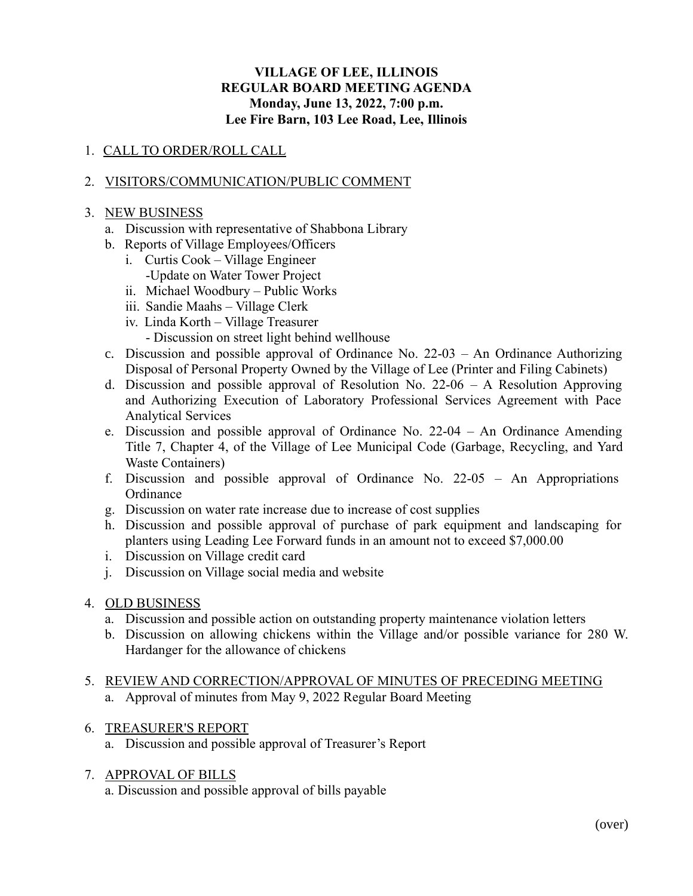**VILLAGE OF LEE, ILLINOIS**
**REGULAR BOARD MEETING AGENDA**
**Monday, June 13, 2022, 7:00 p.m.**
**Lee Fire Barn, 103 Lee Road, Lee, Illinois**

1. CALL TO ORDER/ROLL CALL

2. VISITORS/COMMUNICATION/PUBLIC COMMENT

3. NEW BUSINESS
   a. Discussion with representative of Shabbona Library
   b. Reports of Village Employees/Officers
      i. Curtis Cook – Village Engineer
         -Update on Water Tower Project
      ii. Michael Woodbury – Public Works
      iii. Sandie Maahs – Village Clerk
      iv. Linda Korth – Village Treasurer
         - Discussion on street light behind wellhouse
   c. Discussion and possible approval of Ordinance No. 22-03 – An Ordinance Authorizing Disposal of Personal Property Owned by the Village of Lee (Printer and Filing Cabinets)
   d. Discussion and possible approval of Resolution No. 22-06 – A Resolution Approving and Authorizing Execution of Laboratory Professional Services Agreement with Pace Analytical Services
   e. Discussion and possible approval of Ordinance No. 22-04 – An Ordinance Amending Title 7, Chapter 4, of the Village of Lee Municipal Code (Garbage, Recycling, and Yard Waste Containers)
   f. Discussion and possible approval of Ordinance No. 22-05 – An Appropriations Ordinance
   g. Discussion on water rate increase due to increase of cost supplies
   h. Discussion and possible approval of purchase of park equipment and landscaping for planters using Leading Lee Forward funds in an amount not to exceed $7,000.00
   i. Discussion on Village credit card
   j. Discussion on Village social media and website

4. OLD BUSINESS
   a. Discussion and possible action on outstanding property maintenance violation letters
   b. Discussion on allowing chickens within the Village and/or possible variance for 280 W. Hardanger for the allowance of chickens

5. REVIEW AND CORRECTION/APPROVAL OF MINUTES OF PRECEDING MEETING
   a. Approval of minutes from May 9, 2022 Regular Board Meeting

6. TREASURER'S REPORT
   a. Discussion and possible approval of Treasurer's Report

7. APPROVAL OF BILLS
   a. Discussion and possible approval of bills payable

(over)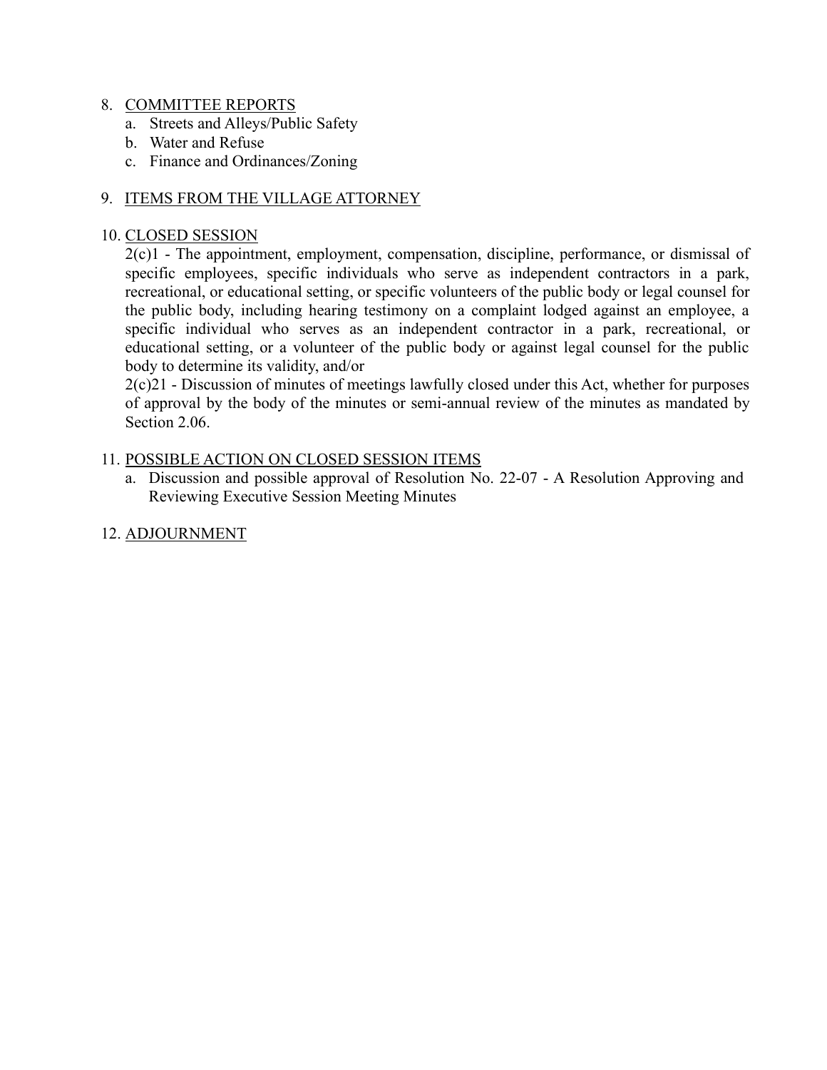8. COMMITTEE REPORTS
   a. Streets and Alleys/Public Safety
   b. Water and Refuse
   c. Finance and Ordinances/Zoning

9. ITEMS FROM THE VILLAGE ATTORNEY

10. CLOSED SESSION
    2(c)1 - The appointment, employment, compensation, discipline, performance, or dismissal of specific employees, specific individuals who serve as independent contractors in a park, recreational, or educational setting, or specific volunteers of the public body or legal counsel for the public body, including hearing testimony on a complaint lodged against an employee, a specific individual who serves as an independent contractor in a park, recreational, or educational setting, or a volunteer of the public body or against legal counsel for the public body to determine its validity, and/or
    2(c)21 - Discussion of minutes of meetings lawfully closed under this Act, whether for purposes of approval by the body of the minutes or semi-annual review of the minutes as mandated by Section 2.06.

11. POSSIBLE ACTION ON CLOSED SESSION ITEMS
    a. Discussion and possible approval of Resolution No. 22-07 - A Resolution Approving and Reviewing Executive Session Meeting Minutes

12. ADJOURNMENT